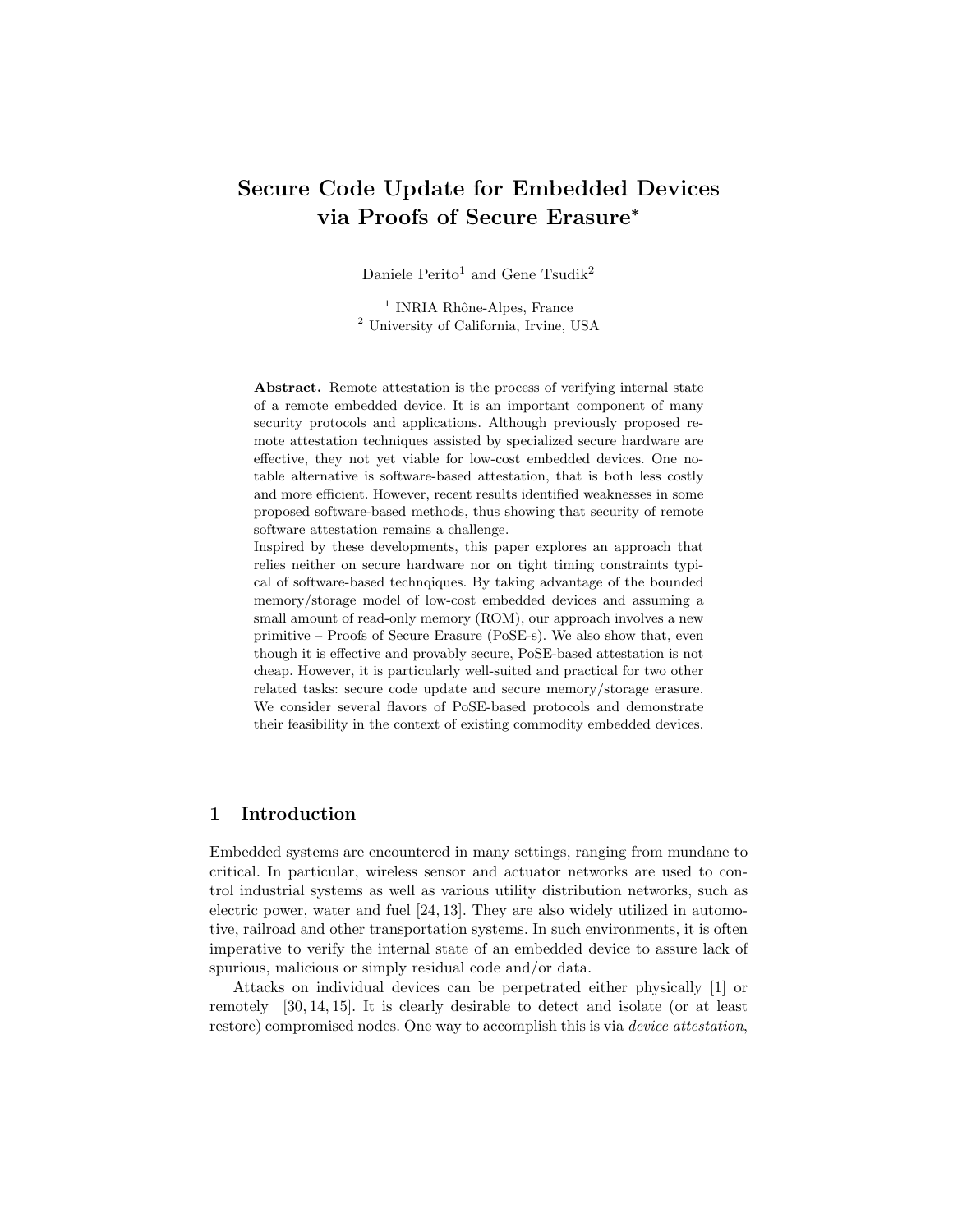# Secure Code Update for Embedded Devices via Proofs of Secure Erasure*

Daniele Perito[1] and Gene Tsudik[2]

[1] INRIA Rhône-Alpes, France
[2] University of California, Irvine, USA

**Abstract.** Remote attestation is the process of verifying internal state of a remote embedded device. It is an important component of many security protocols and applications. Although previously proposed remote attestation techniques assisted by specialized secure hardware are effective, they not yet viable for low-cost embedded devices. One notable alternative is software-based attestation, that is both less costly and more efficient. However, recent results identified weaknesses in some proposed software-based methods, thus showing that security of remote software attestation remains a challenge.
Inspired by these developments, this paper explores an approach that relies neither on secure hardware nor on tight timing constraints typical of software-based technqiques. By taking advantage of the bounded memory/storage model of low-cost embedded devices and assuming a small amount of read-only memory (ROM), our approach involves a new primitive – Proofs of Secure Erasure (PoSE-s). We also show that, even though it is effective and provably secure, PoSE-based attestation is not cheap. However, it is particularly well-suited and practical for two other related tasks: secure code update and secure memory/storage erasure. We consider several flavors of PoSE-based protocols and demonstrate their feasibility in the context of existing commodity embedded devices.

## 1 Introduction

Embedded systems are encountered in many settings, ranging from mundane to critical. In particular, wireless sensor and actuator networks are used to control industrial systems as well as various utility distribution networks, such as electric power, water and fuel [24, 13]. They are also widely utilized in automotive, railroad and other transportation systems. In such environments, it is often imperative to verify the internal state of an embedded device to assure lack of spurious, malicious or simply residual code and/or data.

Attacks on individual devices can be perpetrated either physically [1] or remotely [30, 14, 15]. It is clearly desirable to detect and isolate (or at least restore) compromised nodes. One way to accomplish this is via *device attestation*,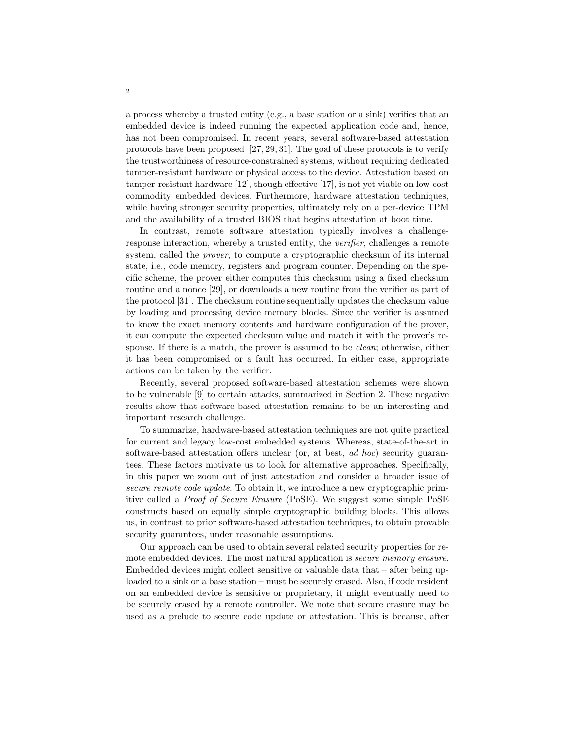a process whereby a trusted entity (e.g., a base station or a sink) verifies that an embedded device is indeed running the expected application code and, hence, has not been compromised. In recent years, several software-based attestation protocols have been proposed [27, 29, 31]. The goal of these protocols is to verify the trustworthiness of resource-constrained systems, without requiring dedicated tamper-resistant hardware or physical access to the device. Attestation based on tamper-resistant hardware [12], though effective [17], is not yet viable on low-cost commodity embedded devices. Furthermore, hardware attestation techniques, while having stronger security properties, ultimately rely on a per-device TPM and the availability of a trusted BIOS that begins attestation at boot time.

In contrast, remote software attestation typically involves a challenge-response interaction, whereby a trusted entity, the *verifier*, challenges a remote system, called the *prover*, to compute a cryptographic checksum of its internal state, i.e., code memory, registers and program counter. Depending on the specific scheme, the prover either computes this checksum using a fixed checksum routine and a nonce [29], or downloads a new routine from the verifier as part of the protocol [31]. The checksum routine sequentially updates the checksum value by loading and processing device memory blocks. Since the verifier is assumed to know the exact memory contents and hardware configuration of the prover, it can compute the expected checksum value and match it with the prover's response. If there is a match, the prover is assumed to be *clean*; otherwise, either it has been compromised or a fault has occurred. In either case, appropriate actions can be taken by the verifier.

Recently, several proposed software-based attestation schemes were shown to be vulnerable [9] to certain attacks, summarized in Section 2. These negative results show that software-based attestation remains to be an interesting and important research challenge.

To summarize, hardware-based attestation techniques are not quite practical for current and legacy low-cost embedded systems. Whereas, state-of-the-art in software-based attestation offers unclear (or, at best, *ad hoc*) security guarantees. These factors motivate us to look for alternative approaches. Specifically, in this paper we zoom out of just attestation and consider a broader issue of *secure remote code update*. To obtain it, we introduce a new cryptographic primitive called a *Proof of Secure Erasure* (PoSE). We suggest some simple PoSE constructs based on equally simple cryptographic building blocks. This allows us, in contrast to prior software-based attestation techniques, to obtain provable security guarantees, under reasonable assumptions.

Our approach can be used to obtain several related security properties for remote embedded devices. The most natural application is *secure memory erasure*. Embedded devices might collect sensitive or valuable data that – after being uploaded to a sink or a base station – must be securely erased. Also, if code resident on an embedded device is sensitive or proprietary, it might eventually need to be securely erased by a remote controller. We note that secure erasure may be used as a prelude to secure code update or attestation. This is because, after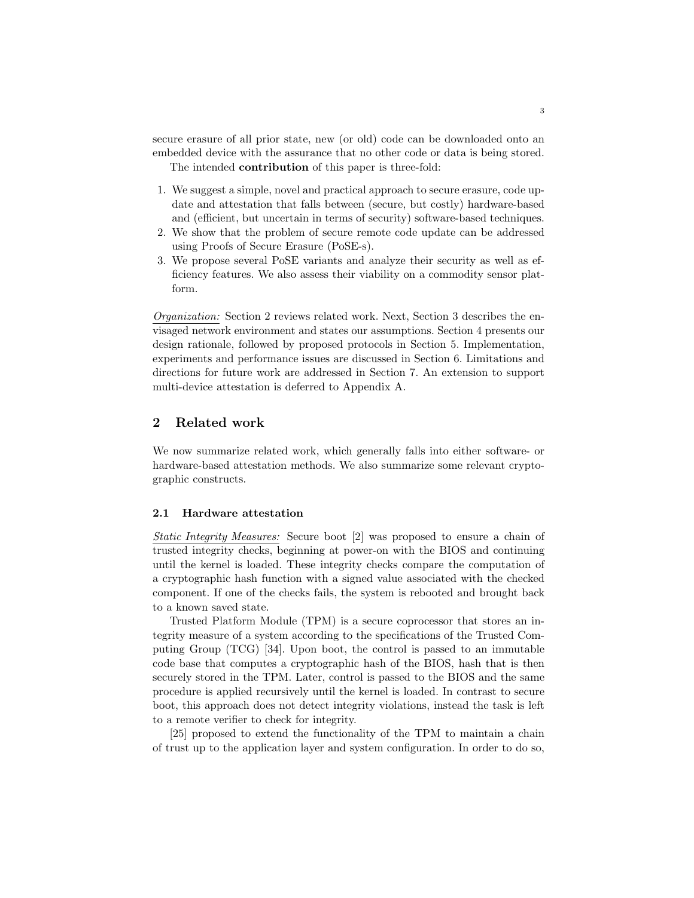secure erasure of all prior state, new (or old) code can be downloaded onto an embedded device with the assurance that no other code or data is being stored.

The intended **contribution** of this paper is three-fold:

1. We suggest a simple, novel and practical approach to secure erasure, code update and attestation that falls between (secure, but costly) hardware-based and (efficient, but uncertain in terms of security) software-based techniques.
2. We show that the problem of secure remote code update can be addressed using Proofs of Secure Erasure (PoSE-s).
3. We propose several PoSE variants and analyze their security as well as efficiency features. We also assess their viability on a commodity sensor platform.

*Organization:* Section 2 reviews related work. Next, Section 3 describes the envisaged network environment and states our assumptions. Section 4 presents our design rationale, followed by proposed protocols in Section 5. Implementation, experiments and performance issues are discussed in Section 6. Limitations and directions for future work are addressed in Section 7. An extension to support multi-device attestation is deferred to Appendix A.

## 2 Related work

We now summarize related work, which generally falls into either software- or hardware-based attestation methods. We also summarize some relevant cryptographic constructs.

### 2.1 Hardware attestation

*Static Integrity Measures:* Secure boot [2] was proposed to ensure a chain of trusted integrity checks, beginning at power-on with the BIOS and continuing until the kernel is loaded. These integrity checks compare the computation of a cryptographic hash function with a signed value associated with the checked component. If one of the checks fails, the system is rebooted and brought back to a known saved state.

Trusted Platform Module (TPM) is a secure coprocessor that stores an integrity measure of a system according to the specifications of the Trusted Computing Group (TCG) [34]. Upon boot, the control is passed to an immutable code base that computes a cryptographic hash of the BIOS, hash that is then securely stored in the TPM. Later, control is passed to the BIOS and the same procedure is applied recursively until the kernel is loaded. In contrast to secure boot, this approach does not detect integrity violations, instead the task is left to a remote verifier to check for integrity.

[25] proposed to extend the functionality of the TPM to maintain a chain of trust up to the application layer and system configuration. In order to do so,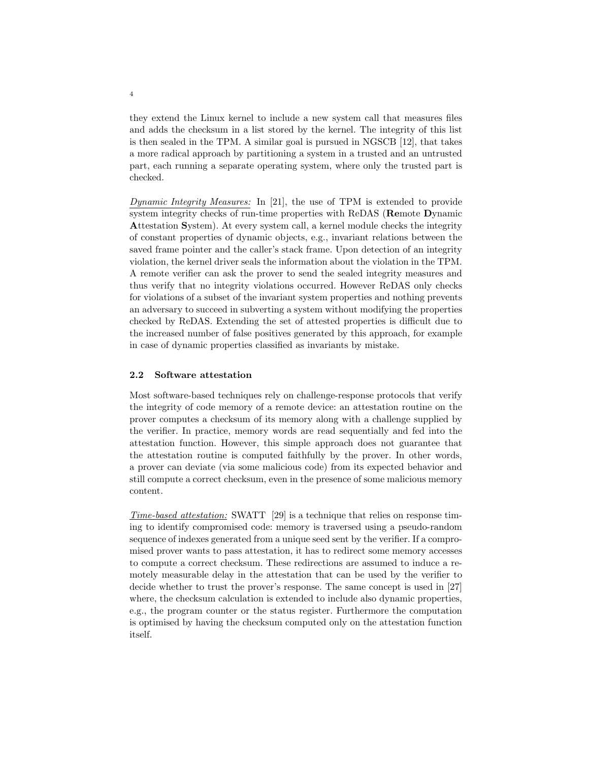they extend the Linux kernel to include a new system call that measures files and adds the checksum in a list stored by the kernel. The integrity of this list is then sealed in the TPM. A similar goal is pursued in NGSCB [12], that takes a more radical approach by partitioning a system in a trusted and an untrusted part, each running a separate operating system, where only the trusted part is checked.

Dynamic Integrity Measures: In [21], the use of TPM is extended to provide system integrity checks of run-time properties with ReDAS (**Re**mote **D**ynamic **A**ttestation **S**ystem). At every system call, a kernel module checks the integrity of constant properties of dynamic objects, e.g., invariant relations between the saved frame pointer and the caller's stack frame. Upon detection of an integrity violation, the kernel driver seals the information about the violation in the TPM. A remote verifier can ask the prover to send the sealed integrity measures and thus verify that no integrity violations occurred. However ReDAS only checks for violations of a subset of the invariant system properties and nothing prevents an adversary to succeed in subverting a system without modifying the properties checked by ReDAS. Extending the set of attested properties is difficult due to the increased number of false positives generated by this approach, for example in case of dynamic properties classified as invariants by mistake.

### 2.2 Software attestation

Most software-based techniques rely on challenge-response protocols that verify the integrity of code memory of a remote device: an attestation routine on the prover computes a checksum of its memory along with a challenge supplied by the verifier. In practice, memory words are read sequentially and fed into the attestation function. However, this simple approach does not guarantee that the attestation routine is computed faithfully by the prover. In other words, a prover can deviate (via some malicious code) from its expected behavior and still compute a correct checksum, even in the presence of some malicious memory content.

Time-based attestation: SWATT [29] is a technique that relies on response timing to identify compromised code: memory is traversed using a pseudo-random sequence of indexes generated from a unique seed sent by the verifier. If a compromised prover wants to pass attestation, it has to redirect some memory accesses to compute a correct checksum. These redirections are assumed to induce a remotely measurable delay in the attestation that can be used by the verifier to decide whether to trust the prover's response. The same concept is used in [27] where, the checksum calculation is extended to include also dynamic properties, e.g., the program counter or the status register. Furthermore the computation is optimised by having the checksum computed only on the attestation function itself.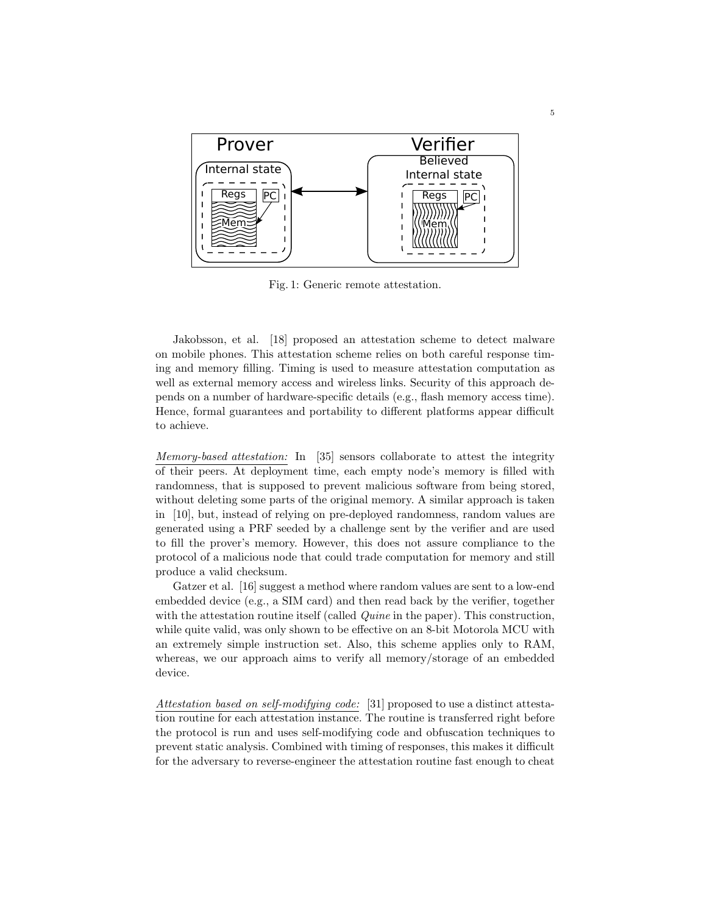Fig. 1: Generic remote attestation.

Jakobsson, et al. [18] proposed an attestation scheme to detect malware on mobile phones. This attestation scheme relies on both careful response timing and memory filling. Timing is used to measure attestation computation as well as external memory access and wireless links. Security of this approach depends on a number of hardware-specific details (e.g., flash memory access time). Hence, formal guarantees and portability to different platforms appear difficult to achieve.

*Memory-based attestation:* In [35] sensors collaborate to attest the integrity of their peers. At deployment time, each empty node's memory is filled with randomness, that is supposed to prevent malicious software from being stored, without deleting some parts of the original memory. A similar approach is taken in [10], but, instead of relying on pre-deployed randomness, random values are generated using a PRF seeded by a challenge sent by the verifier and are used to fill the prover's memory. However, this does not assure compliance to the protocol of a malicious node that could trade computation for memory and still produce a valid checksum.

Gatzer et al. [16] suggest a method where random values are sent to a low-end embedded device (e.g., a SIM card) and then read back by the verifier, together with the attestation routine itself (called *Quine* in the paper). This construction, while quite valid, was only shown to be effective on an 8-bit Motorola MCU with an extremely simple instruction set. Also, this scheme applies only to RAM, whereas, we our approach aims to verify all memory/storage of an embedded device.

*Attestation based on self-modifying code:* [31] proposed to use a distinct attestation routine for each attestation instance. The routine is transferred right before the protocol is run and uses self-modifying code and obfuscation techniques to prevent static analysis. Combined with timing of responses, this makes it difficult for the adversary to reverse-engineer the attestation routine fast enough to cheat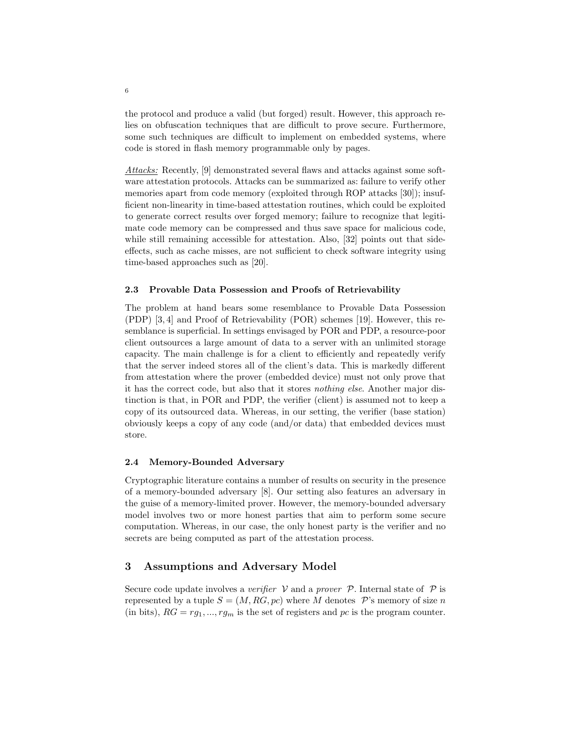the protocol and produce a valid (but forged) result. However, this approach relies on obfuscation techniques that are difficult to prove secure. Furthermore, some such techniques are difficult to implement on embedded systems, where code is stored in flash memory programmable only by pages.

*Attacks:* Recently, [9] demonstrated several flaws and attacks against some software attestation protocols. Attacks can be summarized as: failure to verify other memories apart from code memory (exploited through ROP attacks [30]); insufficient non-linearity in time-based attestation routines, which could be exploited to generate correct results over forged memory; failure to recognize that legitimate code memory can be compressed and thus save space for malicious code, while still remaining accessible for attestation. Also, [32] points out that side-effects, such as cache misses, are not sufficient to check software integrity using time-based approaches such as [20].

### 2.3 Provable Data Possession and Proofs of Retrievability

The problem at hand bears some resemblance to Provable Data Possession (PDP) [3, 4] and Proof of Retrievability (POR) schemes [19]. However, this resemblance is superficial. In settings envisaged by POR and PDP, a resource-poor client outsources a large amount of data to a server with an unlimited storage capacity. The main challenge is for a client to efficiently and repeatedly verify that the server indeed stores all of the client's data. This is markedly different from attestation where the prover (embedded device) must not only prove that it has the correct code, but also that it stores *nothing else*. Another major distinction is that, in POR and PDP, the verifier (client) is assumed not to keep a copy of its outsourced data. Whereas, in our setting, the verifier (base station) obviously keeps a copy of any code (and/or data) that embedded devices must store.

### 2.4 Memory-Bounded Adversary

Cryptographic literature contains a number of results on security in the presence of a memory-bounded adversary [8]. Our setting also features an adversary in the guise of a memory-limited prover. However, the memory-bounded adversary model involves two or more honest parties that aim to perform some secure computation. Whereas, in our case, the only honest party is the verifier and no secrets are being computed as part of the attestation process.

## 3 Assumptions and Adversary Model

Secure code update involves a *verifier* $\mathcal{V}$ and a *prover* $\mathcal{P}$. Internal state of $\mathcal{P}$ is represented by a tuple $S = (M, RG, pc)$ where $M$ denotes $\mathcal{P}$'s memory of size $n$ (in bits), $RG = rg_1, ..., rg_m$ is the set of registers and $pc$ is the program counter.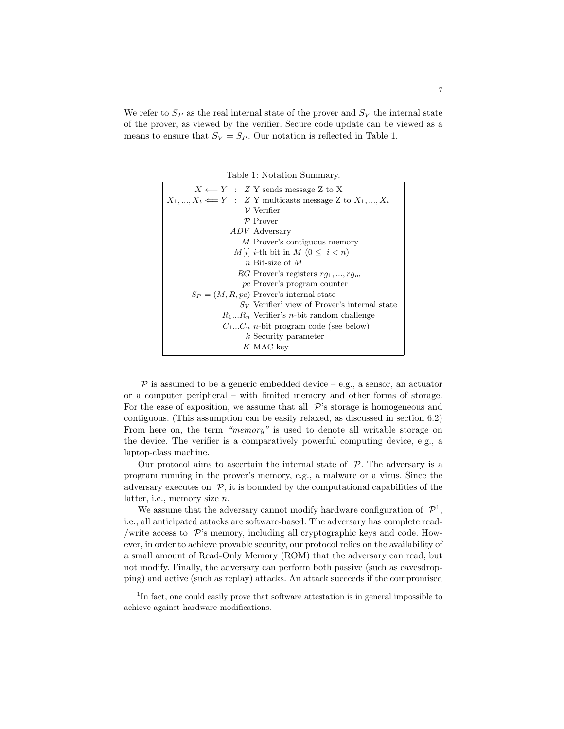We refer to $S_P$ as the real internal state of the prover and $S_V$ the internal state of the prover, as viewed by the verifier. Secure code update can be viewed as a means to ensure that $S_V = S_P$. Our notation is reflected in Table 1.

Table 1: Notation Summary.

| Notation | Description |
|---|---|
| $X \longleftarrow Y \;:\; Z$ | Y sends message Z to X |
| $X_1, ..., X_t \Longleftarrow Y \;:\; Z$ | Y multicasts message Z to $X_1, ..., X_t$ |
| $\mathcal{V}$ | Verifier |
| $\mathcal{P}$ | Prover |
| $ADV$ | Adversary |
| $M$ | Prover's contiguous memory |
| $M[i]$ | $i$-th bit in $M$ $(0 \leq \; i < n)$ |
| $n$ | Bit-size of $M$ |
| $RG$ | Prover's registers $rg_1, ..., rg_m$ |
| $pc$ | Prover's program counter |
| $S_P = (M, R, pc)$ | Prover's internal state |
| $S_V$ | Verifier' view of Prover's internal state |
| $R_1...R_n$ | Verifier's $n$-bit random challenge |
| $C_1...C_n$ | $n$-bit program code (see below) |
| $k$ | Security parameter |
| $K$ | MAC key |

$\mathcal{P}$ is assumed to be a generic embedded device – e.g., a sensor, an actuator or a computer peripheral – with limited memory and other forms of storage. For the ease of exposition, we assume that all $\mathcal{P}$'s storage is homogeneous and contiguous. (This assumption can be easily relaxed, as discussed in section 6.2) From here on, the term *"memory"* is used to denote all writable storage on the device. The verifier is a comparatively powerful computing device, e.g., a laptop-class machine.

Our protocol aims to ascertain the internal state of $\mathcal{P}$. The adversary is a program running in the prover's memory, e.g., a malware or a virus. Since the adversary executes on $\mathcal{P}$, it is bounded by the computational capabilities of the latter, i.e., memory size $n$.

We assume that the adversary cannot modify hardware configuration of $\mathcal{P}$[1], i.e., all anticipated attacks are software-based. The adversary has complete read-/write access to $\mathcal{P}$'s memory, including all cryptographic keys and code. However, in order to achieve provable security, our protocol relies on the availability of a small amount of Read-Only Memory (ROM) that the adversary can read, but not modify. Finally, the adversary can perform both passive (such as eavesdropping) and active (such as replay) attacks. An attack succeeds if the compromised

[1] In fact, one could easily prove that software attestation is in general impossible to achieve against hardware modifications.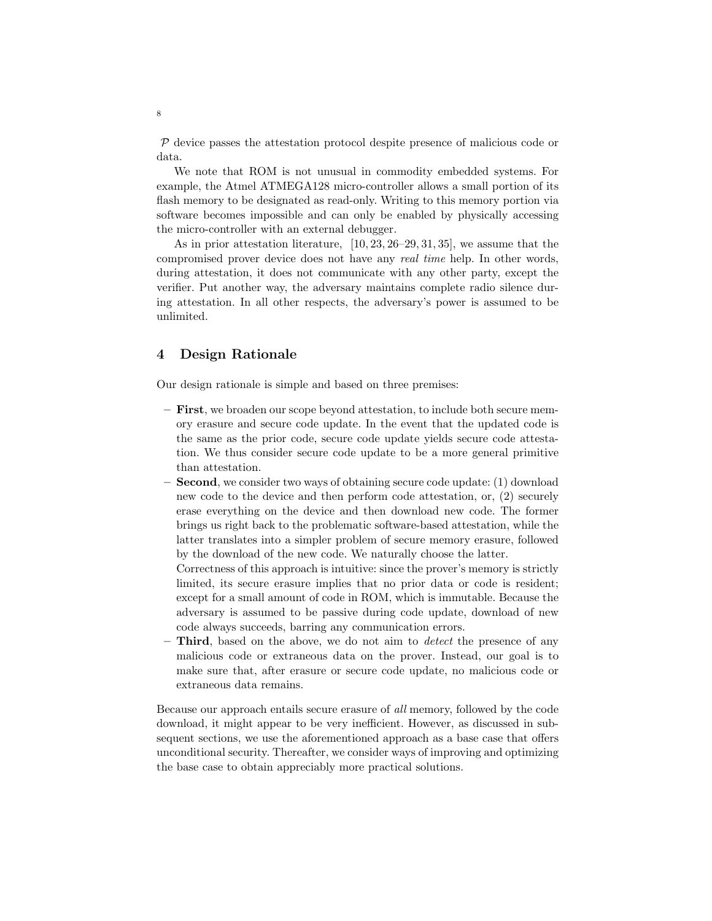$\mathcal{P}$ device passes the attestation protocol despite presence of malicious code or data.

We note that ROM is not unusual in commodity embedded systems. For example, the Atmel ATMEGA128 micro-controller allows a small portion of its flash memory to be designated as read-only. Writing to this memory portion via software becomes impossible and can only be enabled by physically accessing the micro-controller with an external debugger.

As in prior attestation literature, [10, 23, 26–29, 31, 35], we assume that the compromised prover device does not have any *real time* help. In other words, during attestation, it does not communicate with any other party, except the verifier. Put another way, the adversary maintains complete radio silence during attestation. In all other respects, the adversary's power is assumed to be unlimited.

## 4 Design Rationale

Our design rationale is simple and based on three premises:

- **First**, we broaden our scope beyond attestation, to include both secure memory erasure and secure code update. In the event that the updated code is the same as the prior code, secure code update yields secure code attestation. We thus consider secure code update to be a more general primitive than attestation.
- **Second**, we consider two ways of obtaining secure code update: (1) download new code to the device and then perform code attestation, or, (2) securely erase everything on the device and then download new code. The former brings us right back to the problematic software-based attestation, while the latter translates into a simpler problem of secure memory erasure, followed by the download of the new code. We naturally choose the latter.
  Correctness of this approach is intuitive: since the prover's memory is strictly limited, its secure erasure implies that no prior data or code is resident; except for a small amount of code in ROM, which is immutable. Because the adversary is assumed to be passive during code update, download of new code always succeeds, barring any communication errors.
- **Third**, based on the above, we do not aim to *detect* the presence of any malicious code or extraneous data on the prover. Instead, our goal is to make sure that, after erasure or secure code update, no malicious code or extraneous data remains.

Because our approach entails secure erasure of *all* memory, followed by the code download, it might appear to be very inefficient. However, as discussed in subsequent sections, we use the aforementioned approach as a base case that offers unconditional security. Thereafter, we consider ways of improving and optimizing the base case to obtain appreciably more practical solutions.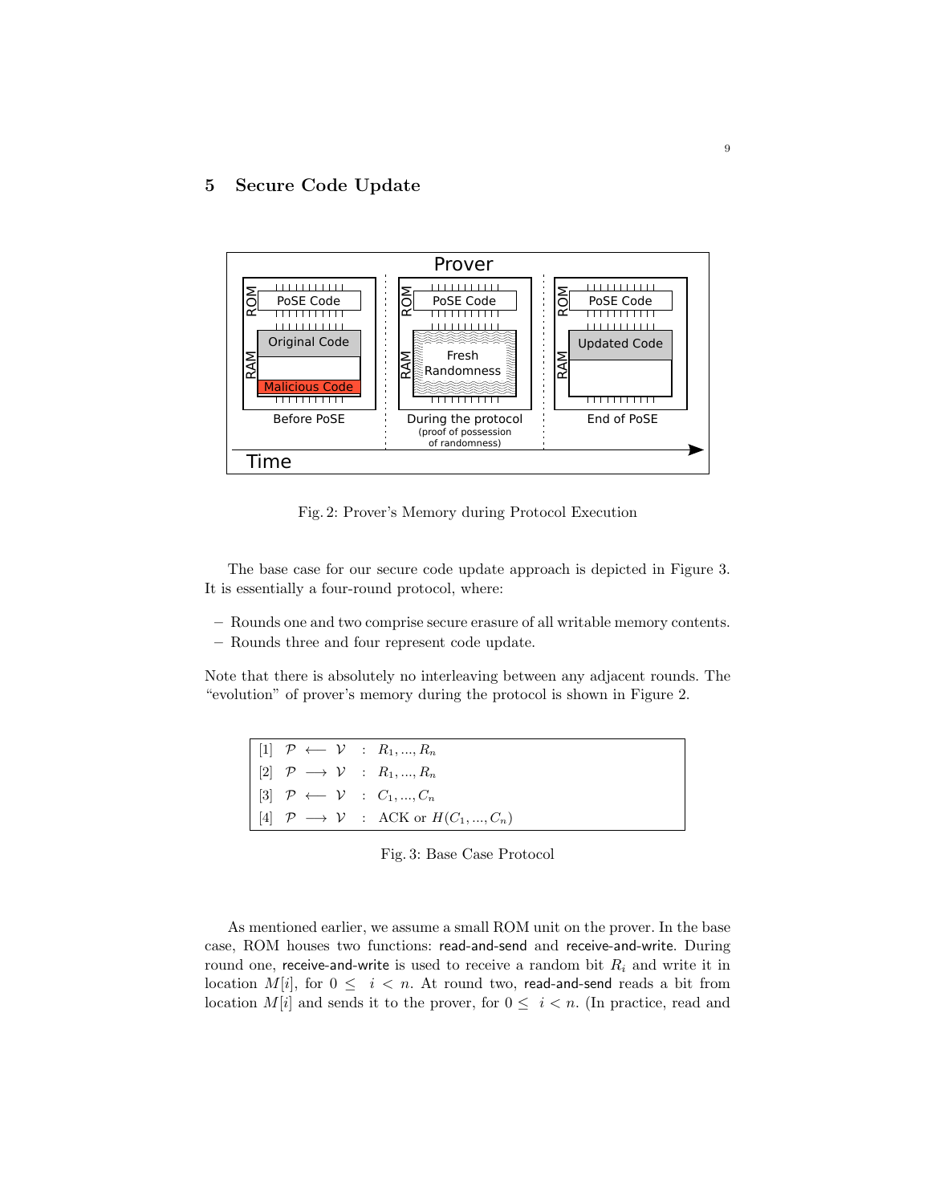## 5 Secure Code Update

Fig. 2: Prover's Memory during Protocol Execution

The base case for our secure code update approach is depicted in Figure 3. It is essentially a four-round protocol, where:

- Rounds one and two comprise secure erasure of all writable memory contents.
- Rounds three and four represent code update.

Note that there is absolutely no interleaving between any adjacent rounds. The "evolution" of prover's memory during the protocol is shown in Figure 2.

| | | |
|---|---|---|
| [1] | $\mathcal{P} \longleftarrow \mathcal{V}$ | : $R_1, ..., R_n$ |
| [2] | $\mathcal{P} \longrightarrow \mathcal{V}$ | : $R_1, ..., R_n$ |
| [3] | $\mathcal{P} \longleftarrow \mathcal{V}$ | : $C_1, ..., C_n$ |
| [4] | $\mathcal{P} \longrightarrow \mathcal{V}$ | : ACK or $H(C_1, ..., C_n)$ |

Fig. 3: Base Case Protocol

As mentioned earlier, we assume a small ROM unit on the prover. In the base case, ROM houses two functions: read-and-send and receive-and-write. During round one, receive-and-write is used to receive a random bit $R_i$ and write it in location $M[i]$, for $0 \leq i < n$. At round two, read-and-send reads a bit from location $M[i]$ and sends it to the prover, for $0 \leq i < n$. (In practice, read and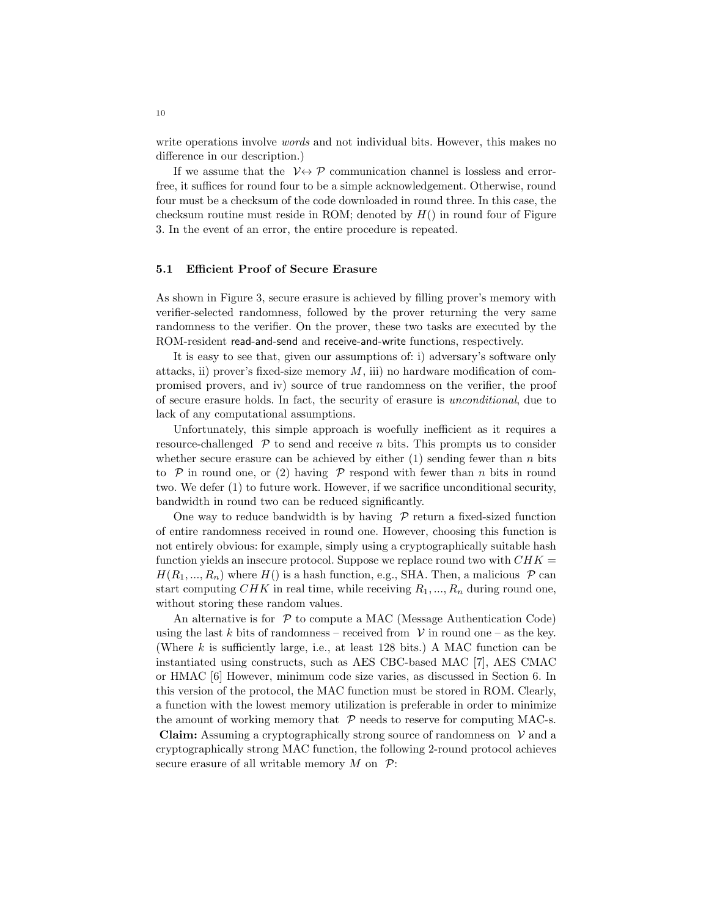write operations involve *words* and not individual bits. However, this makes no difference in our description.)

If we assume that the $\mathcal{V} \leftrightarrow \mathcal{P}$ communication channel is lossless and error-free, it suffices for round four to be a simple acknowledgement. Otherwise, round four must be a checksum of the code downloaded in round three. In this case, the checksum routine must reside in ROM; denoted by $H()$ in round four of Figure 3. In the event of an error, the entire procedure is repeated.

### 5.1 Efficient Proof of Secure Erasure

As shown in Figure 3, secure erasure is achieved by filling prover's memory with verifier-selected randomness, followed by the prover returning the very same randomness to the verifier. On the prover, these two tasks are executed by the ROM-resident read-and-send and receive-and-write functions, respectively.

It is easy to see that, given our assumptions of: i) adversary's software only attacks, ii) prover's fixed-size memory $M$, iii) no hardware modification of compromised provers, and iv) source of true randomness on the verifier, the proof of secure erasure holds. In fact, the security of erasure is *unconditional*, due to lack of any computational assumptions.

Unfortunately, this simple approach is woefully inefficient as it requires a resource-challenged $\mathcal{P}$ to send and receive $n$ bits. This prompts us to consider whether secure erasure can be achieved by either (1) sending fewer than $n$ bits to $\mathcal{P}$ in round one, or (2) having $\mathcal{P}$ respond with fewer than $n$ bits in round two. We defer (1) to future work. However, if we sacrifice unconditional security, bandwidth in round two can be reduced significantly.

One way to reduce bandwidth is by having $\mathcal{P}$ return a fixed-sized function of entire randomness received in round one. However, choosing this function is not entirely obvious: for example, simply using a cryptographically suitable hash function yields an insecure protocol. Suppose we replace round two with $CHK = H(R_1, ..., R_n)$ where $H()$ is a hash function, e.g., SHA. Then, a malicious $\mathcal{P}$ can start computing $CHK$ in real time, while receiving $R_1, ..., R_n$ during round one, without storing these random values.

An alternative is for $\mathcal{P}$ to compute a MAC (Message Authentication Code) using the last $k$ bits of randomness – received from $\mathcal{V}$ in round one – as the key. (Where $k$ is sufficiently large, i.e., at least 128 bits.) A MAC function can be instantiated using constructs, such as AES CBC-based MAC [7], AES CMAC or HMAC [6] However, minimum code size varies, as discussed in Section 6. In this version of the protocol, the MAC function must be stored in ROM. Clearly, a function with the lowest memory utilization is preferable in order to minimize the amount of working memory that $\mathcal{P}$ needs to reserve for computing MAC-s.

**Claim:** Assuming a cryptographically strong source of randomness on $\mathcal{V}$ and a cryptographically strong MAC function, the following 2-round protocol achieves secure erasure of all writable memory $M$ on $\mathcal{P}$: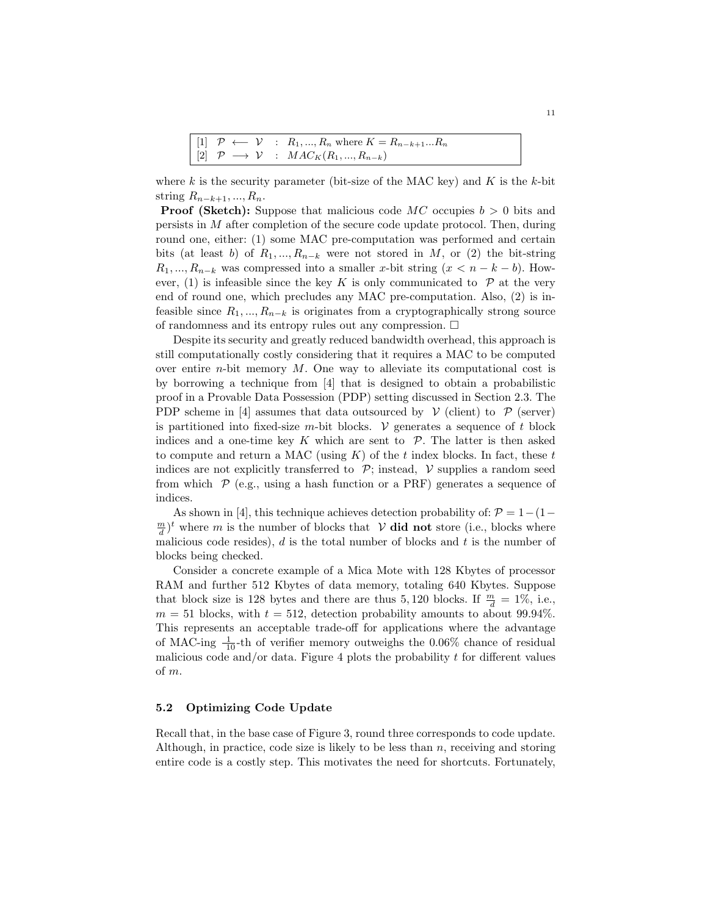| | | | | |
|---|---|---|---|---|
| [1] | $\mathcal{P}$ | $\longleftarrow$ $\mathcal{V}$ | : | $R_1, ..., R_n$ where $K = R_{n-k+1}...R_n$ |
| [2] | $\mathcal{P}$ | $\longrightarrow$ $\mathcal{V}$ | : | $MAC_K(R_1, ..., R_{n-k})$ |

where $k$ is the security parameter (bit-size of the MAC key) and $K$ is the $k$-bit string $R_{n-k+1}, ..., R_n$.

**Proof (Sketch):** Suppose that malicious code $MC$ occupies $b > 0$ bits and persists in $M$ after completion of the secure code update protocol. Then, during round one, either: (1) some MAC pre-computation was performed and certain bits (at least $b$) of $R_1, ..., R_{n-k}$ were not stored in $M$, or (2) the bit-string $R_1, ..., R_{n-k}$ was compressed into a smaller $x$-bit string ($x < n - k - b$). However, (1) is infeasible since the key $K$ is only communicated to $\mathcal{P}$ at the very end of round one, which precludes any MAC pre-computation. Also, (2) is infeasible since $R_1, ..., R_{n-k}$ is originates from a cryptographically strong source of randomness and its entropy rules out any compression. □

Despite its security and greatly reduced bandwidth overhead, this approach is still computationally costly considering that it requires a MAC to be computed over entire $n$-bit memory $M$. One way to alleviate its computational cost is by borrowing a technique from [4] that is designed to obtain a probabilistic proof in a Provable Data Possession (PDP) setting discussed in Section 2.3. The PDP scheme in [4] assumes that data outsourced by $\mathcal{V}$ (client) to $\mathcal{P}$ (server) is partitioned into fixed-size $m$-bit blocks. $\mathcal{V}$ generates a sequence of $t$ block indices and a one-time key $K$ which are sent to $\mathcal{P}$. The latter is then asked to compute and return a MAC (using $K$) of the $t$ index blocks. In fact, these $t$ indices are not explicitly transferred to $\mathcal{P}$; instead, $\mathcal{V}$ supplies a random seed from which $\mathcal{P}$ (e.g., using a hash function or a PRF) generates a sequence of indices.

As shown in [4], this technique achieves detection probability of: $\mathcal{P} = 1-(1-\frac{m}{d})^t$ where $m$ is the number of blocks that $\mathcal{V}$ **did not** store (i.e., blocks where malicious code resides), $d$ is the total number of blocks and $t$ is the number of blocks being checked.

Consider a concrete example of a Mica Mote with 128 Kbytes of processor RAM and further 512 Kbytes of data memory, totaling 640 Kbytes. Suppose that block size is 128 bytes and there are thus 5,120 blocks. If $\frac{m}{d} = 1\%$, i.e., $m = 51$ blocks, with $t = 512$, detection probability amounts to about 99.94%. This represents an acceptable trade-off for applications where the advantage of MAC-ing $\frac{1}{10}$-th of verifier memory outweighs the 0.06% chance of residual malicious code and/or data. Figure 4 plots the probability $t$ for different values of $m$.

### 5.2 Optimizing Code Update

Recall that, in the base case of Figure 3, round three corresponds to code update. Although, in practice, code size is likely to be less than $n$, receiving and storing entire code is a costly step. This motivates the need for shortcuts. Fortunately,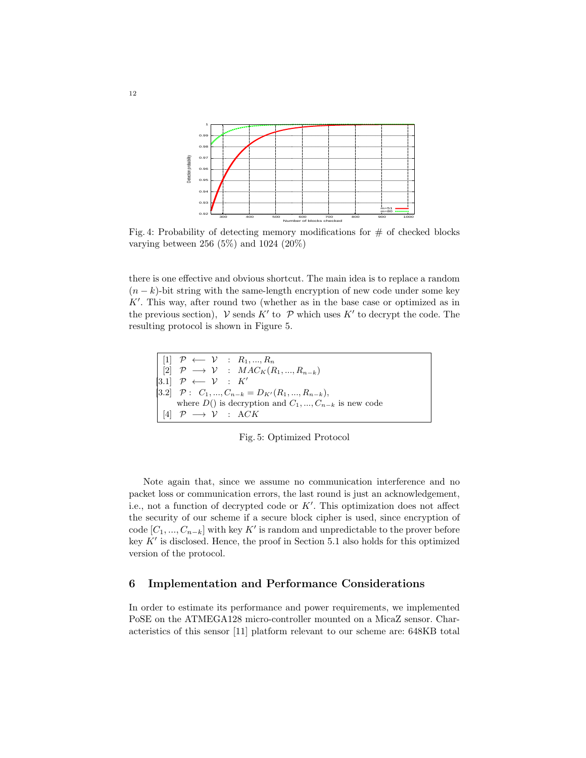Fig. 4: Probability of detecting memory modifications for # of checked blocks varying between 256 (5%) and 1024 (20%)

there is one effective and obvious shortcut. The main idea is to replace a random $(n-k)$-bit string with the same-length encryption of new code under some key $K'$. This way, after round two (whether as in the base case or optimized as in the previous section), $\mathcal{V}$ sends $K'$ to $\mathcal{P}$ which uses $K'$ to decrypt the code. The resulting protocol is shown in Figure 5.

|  |
|---|
| [1] $\mathcal{P} \longleftarrow \mathcal{V}$ : $R_1, ..., R_n$ |
| [2] $\mathcal{P} \longrightarrow \mathcal{V}$ : $MAC_K(R_1, ..., R_{n-k})$ |
| [3.1] $\mathcal{P} \longleftarrow \mathcal{V}$ : $K'$ |
| [3.2] $\mathcal{P}$ : $C_1, ..., C_{n-k} = D_{K'}(R_1, ..., R_{n-k})$, where $D()$ is decryption and $C_1, ..., C_{n-k}$ is new code |
| [4] $\mathcal{P} \longrightarrow \mathcal{V}$ : $ACK$ |

Fig. 5: Optimized Protocol

Note again that, since we assume no communication interference and no packet loss or communication errors, the last round is just an acknowledgement, i.e., not a function of decrypted code or $K'$. This optimization does not affect the security of our scheme if a secure block cipher is used, since encryption of code $[C_1, ..., C_{n-k}]$ with key $K'$ is random and unpredictable to the prover before key $K'$ is disclosed. Hence, the proof in Section 5.1 also holds for this optimized version of the protocol.

## 6 Implementation and Performance Considerations

In order to estimate its performance and power requirements, we implemented PoSE on the ATMEGA128 micro-controller mounted on a MicaZ sensor. Characteristics of this sensor [11] platform relevant to our scheme are: 648KB total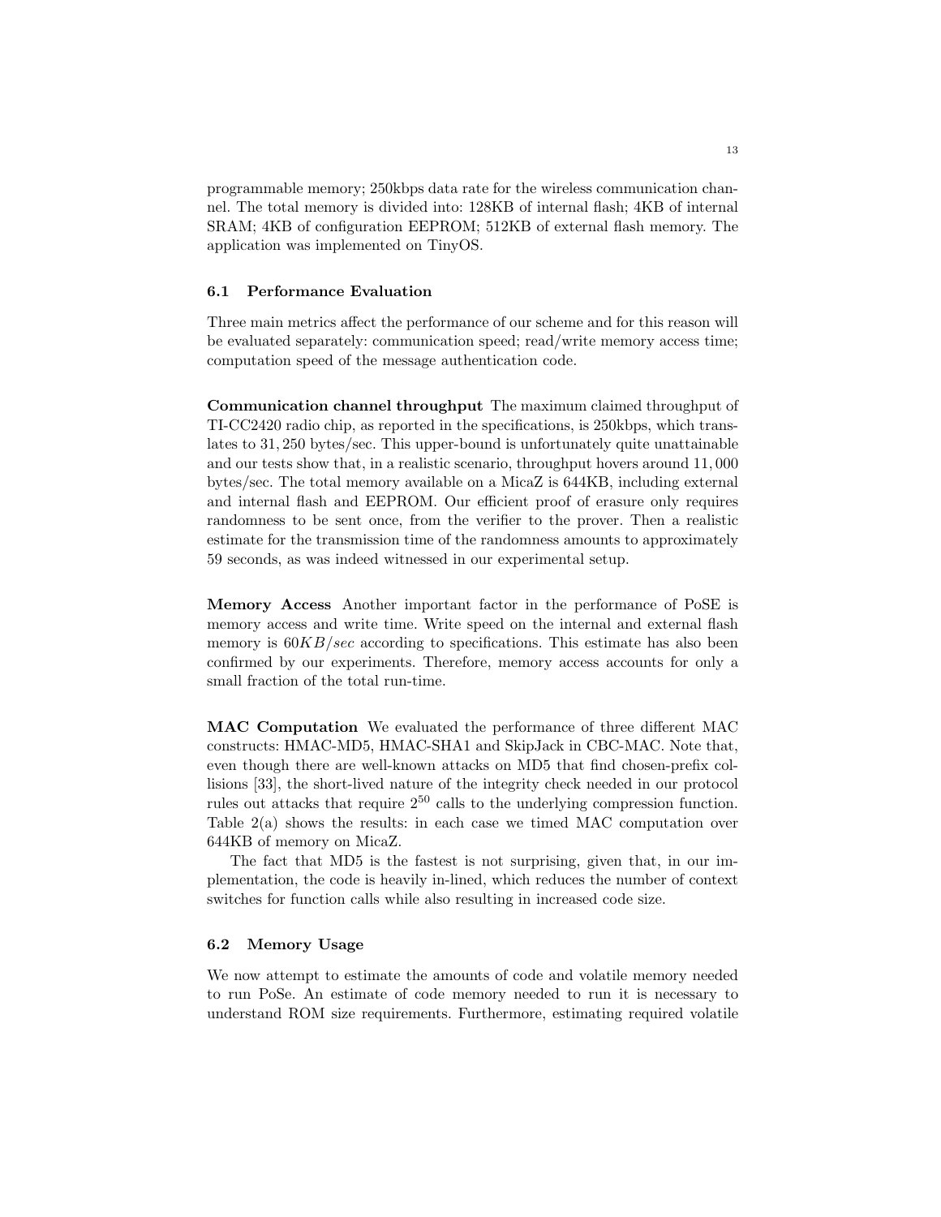programmable memory; 250kbps data rate for the wireless communication channel. The total memory is divided into: 128KB of internal flash; 4KB of internal SRAM; 4KB of configuration EEPROM; 512KB of external flash memory. The application was implemented on TinyOS.

### 6.1 Performance Evaluation

Three main metrics affect the performance of our scheme and for this reason will be evaluated separately: communication speed; read/write memory access time; computation speed of the message authentication code.

**Communication channel throughput** The maximum claimed throughput of TI-CC2420 radio chip, as reported in the specifications, is 250kbps, which translates to $31,250$ bytes/sec. This upper-bound is unfortunately quite unattainable and our tests show that, in a realistic scenario, throughput hovers around $11,000$ bytes/sec. The total memory available on a MicaZ is 644KB, including external and internal flash and EEPROM. Our efficient proof of erasure only requires randomness to be sent once, from the verifier to the prover. Then a realistic estimate for the transmission time of the randomness amounts to approximately 59 seconds, as was indeed witnessed in our experimental setup.

**Memory Access** Another important factor in the performance of PoSE is memory access and write time. Write speed on the internal and external flash memory is $60KB/sec$ according to specifications. This estimate has also been confirmed by our experiments. Therefore, memory access accounts for only a small fraction of the total run-time.

**MAC Computation** We evaluated the performance of three different MAC constructs: HMAC-MD5, HMAC-SHA1 and SkipJack in CBC-MAC. Note that, even though there are well-known attacks on MD5 that find chosen-prefix collisions [33], the short-lived nature of the integrity check needed in our protocol rules out attacks that require $2^{50}$ calls to the underlying compression function. Table 2(a) shows the results: in each case we timed MAC computation over 644KB of memory on MicaZ.

The fact that MD5 is the fastest is not surprising, given that, in our implementation, the code is heavily in-lined, which reduces the number of context switches for function calls while also resulting in increased code size.

### 6.2 Memory Usage

We now attempt to estimate the amounts of code and volatile memory needed to run PoSe. An estimate of code memory needed to run it is necessary to understand ROM size requirements. Furthermore, estimating required volatile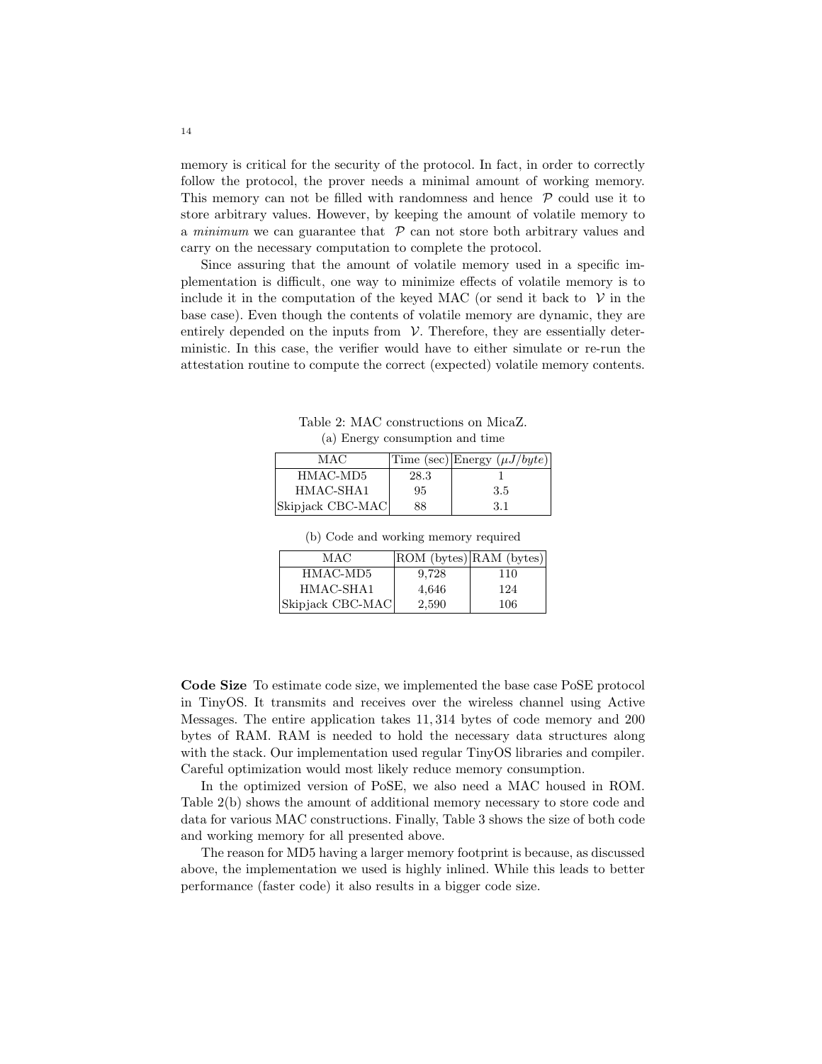memory is critical for the security of the protocol. In fact, in order to correctly follow the protocol, the prover needs a minimal amount of working memory. This memory can not be filled with randomness and hence $\mathcal{P}$ could use it to store arbitrary values. However, by keeping the amount of volatile memory to a *minimum* we can guarantee that $\mathcal{P}$ can not store both arbitrary values and carry on the necessary computation to complete the protocol.

Since assuring that the amount of volatile memory used in a specific implementation is difficult, one way to minimize effects of volatile memory is to include it in the computation of the keyed MAC (or send it back to $\mathcal{V}$ in the base case). Even though the contents of volatile memory are dynamic, they are entirely depended on the inputs from $\mathcal{V}$. Therefore, they are essentially deterministic. In this case, the verifier would have to either simulate or re-run the attestation routine to compute the correct (expected) volatile memory contents.

Table 2: MAC constructions on MicaZ.

(a) Energy consumption and time

| MAC | Time (sec) | Energy ($\mu J/byte$) |
|---|---|---|
| HMAC-MD5 | 28.3 | 1 |
| HMAC-SHA1 | 95 | 3.5 |
| Skipjack CBC-MAC | 88 | 3.1 |

(b) Code and working memory required

| MAC | ROM (bytes) | RAM (bytes) |
|---|---|---|
| HMAC-MD5 | 9,728 | 110 |
| HMAC-SHA1 | 4,646 | 124 |
| Skipjack CBC-MAC | 2,590 | 106 |

**Code Size** To estimate code size, we implemented the base case PoSE protocol in TinyOS. It transmits and receives over the wireless channel using Active Messages. The entire application takes 11,314 bytes of code memory and 200 bytes of RAM. RAM is needed to hold the necessary data structures along with the stack. Our implementation used regular TinyOS libraries and compiler. Careful optimization would most likely reduce memory consumption.

In the optimized version of PoSE, we also need a MAC housed in ROM. Table 2(b) shows the amount of additional memory necessary to store code and data for various MAC constructions. Finally, Table 3 shows the size of both code and working memory for all presented above.

The reason for MD5 having a larger memory footprint is because, as discussed above, the implementation we used is highly inlined. While this leads to better performance (faster code) it also results in a bigger code size.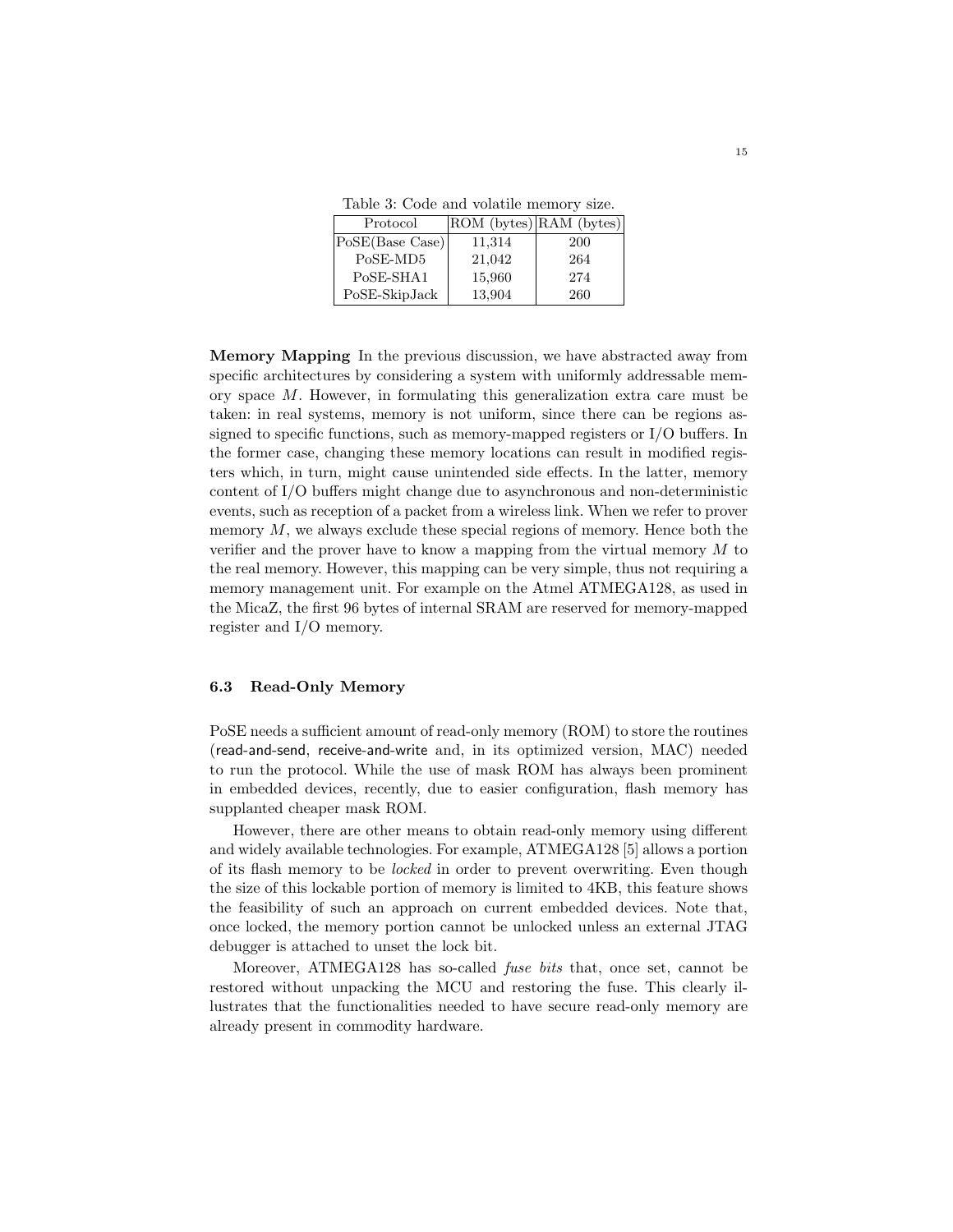Table 3: Code and volatile memory size.

| Protocol | ROM (bytes) | RAM (bytes) |
|---|---|---|
| PoSE(Base Case) | 11,314 | 200 |
| PoSE-MD5 | 21,042 | 264 |
| PoSE-SHA1 | 15,960 | 274 |
| PoSE-SkipJack | 13,904 | 260 |

**Memory Mapping** In the previous discussion, we have abstracted away from specific architectures by considering a system with uniformly addressable memory space $M$. However, in formulating this generalization extra care must be taken: in real systems, memory is not uniform, since there can be regions assigned to specific functions, such as memory-mapped registers or I/O buffers. In the former case, changing these memory locations can result in modified registers which, in turn, might cause unintended side effects. In the latter, memory content of I/O buffers might change due to asynchronous and non-deterministic events, such as reception of a packet from a wireless link. When we refer to prover memory $M$, we always exclude these special regions of memory. Hence both the verifier and the prover have to know a mapping from the virtual memory $M$ to the real memory. However, this mapping can be very simple, thus not requiring a memory management unit. For example on the Atmel ATMEGA128, as used in the MicaZ, the first 96 bytes of internal SRAM are reserved for memory-mapped register and I/O memory.

### 6.3 Read-Only Memory

PoSE needs a sufficient amount of read-only memory (ROM) to store the routines (read-and-send, receive-and-write and, in its optimized version, MAC) needed to run the protocol. While the use of mask ROM has always been prominent in embedded devices, recently, due to easier configuration, flash memory has supplanted cheaper mask ROM.

However, there are other means to obtain read-only memory using different and widely available technologies. For example, ATMEGA128 [5] allows a portion of its flash memory to be *locked* in order to prevent overwriting. Even though the size of this lockable portion of memory is limited to 4KB, this feature shows the feasibility of such an approach on current embedded devices. Note that, once locked, the memory portion cannot be unlocked unless an external JTAG debugger is attached to unset the lock bit.

Moreover, ATMEGA128 has so-called *fuse bits* that, once set, cannot be restored without unpacking the MCU and restoring the fuse. This clearly illustrates that the functionalities needed to have secure read-only memory are already present in commodity hardware.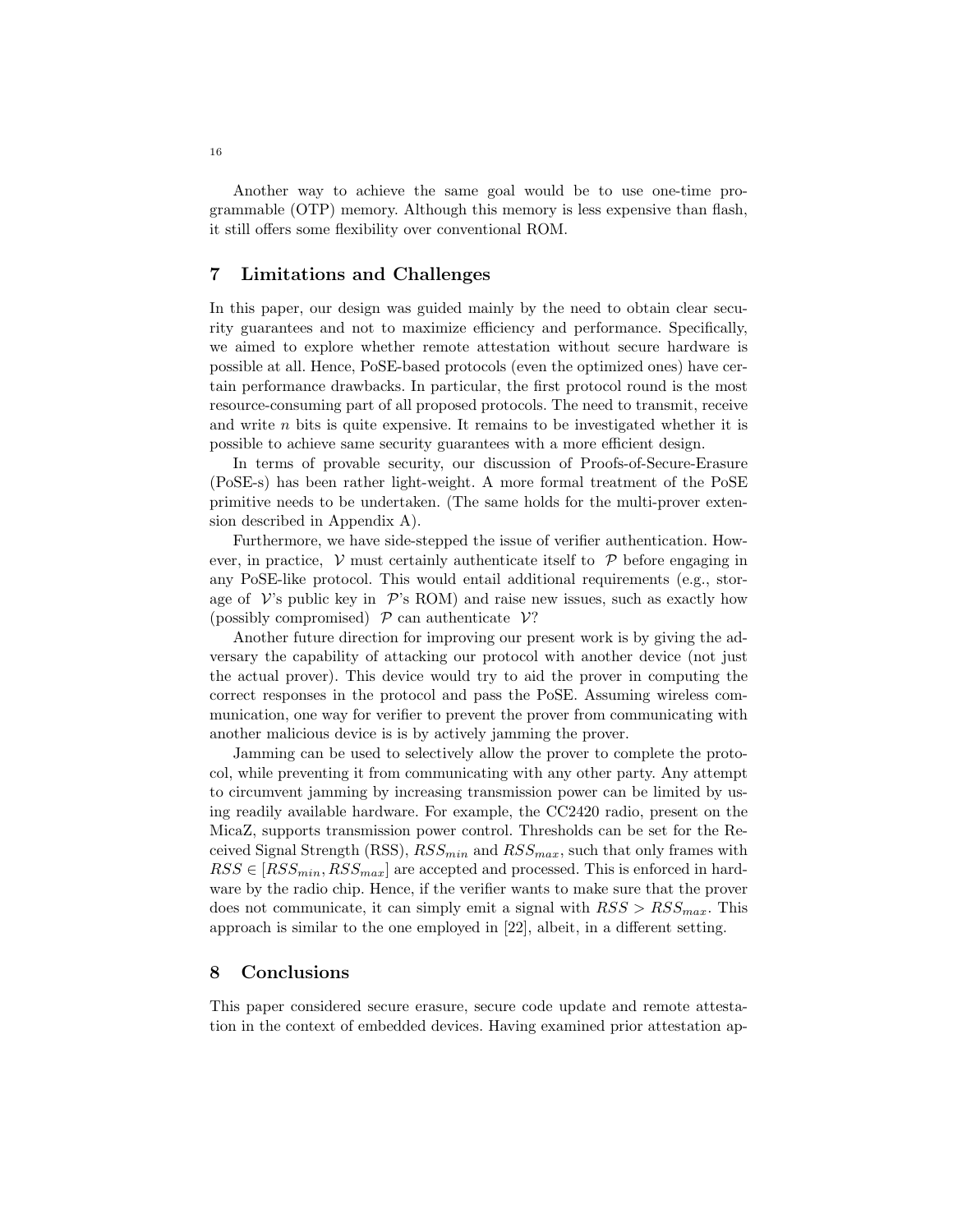Another way to achieve the same goal would be to use one-time programmable (OTP) memory. Although this memory is less expensive than flash, it still offers some flexibility over conventional ROM.

## 7 Limitations and Challenges

In this paper, our design was guided mainly by the need to obtain clear security guarantees and not to maximize efficiency and performance. Specifically, we aimed to explore whether remote attestation without secure hardware is possible at all. Hence, PoSE-based protocols (even the optimized ones) have certain performance drawbacks. In particular, the first protocol round is the most resource-consuming part of all proposed protocols. The need to transmit, receive and write $n$ bits is quite expensive. It remains to be investigated whether it is possible to achieve same security guarantees with a more efficient design.

In terms of provable security, our discussion of Proofs-of-Secure-Erasure (PoSE-s) has been rather light-weight. A more formal treatment of the PoSE primitive needs to be undertaken. (The same holds for the multi-prover extension described in Appendix A).

Furthermore, we have side-stepped the issue of verifier authentication. However, in practice, $\mathcal{V}$ must certainly authenticate itself to $\mathcal{P}$ before engaging in any PoSE-like protocol. This would entail additional requirements (e.g., storage of $\mathcal{V}$'s public key in $\mathcal{P}$'s ROM) and raise new issues, such as exactly how (possibly compromised) $\mathcal{P}$ can authenticate $\mathcal{V}$?

Another future direction for improving our present work is by giving the adversary the capability of attacking our protocol with another device (not just the actual prover). This device would try to aid the prover in computing the correct responses in the protocol and pass the PoSE. Assuming wireless communication, one way for verifier to prevent the prover from communicating with another malicious device is is by actively jamming the prover.

Jamming can be used to selectively allow the prover to complete the protocol, while preventing it from communicating with any other party. Any attempt to circumvent jamming by increasing transmission power can be limited by using readily available hardware. For example, the CC2420 radio, present on the MicaZ, supports transmission power control. Thresholds can be set for the Received Signal Strength (RSS), $RSS_{min}$ and $RSS_{max}$, such that only frames with $RSS \in [RSS_{min}, RSS_{max}]$ are accepted and processed. This is enforced in hardware by the radio chip. Hence, if the verifier wants to make sure that the prover does not communicate, it can simply emit a signal with $RSS > RSS_{max}$. This approach is similar to the one employed in [22], albeit, in a different setting.

## 8 Conclusions

This paper considered secure erasure, secure code update and remote attestation in the context of embedded devices. Having examined prior attestation ap-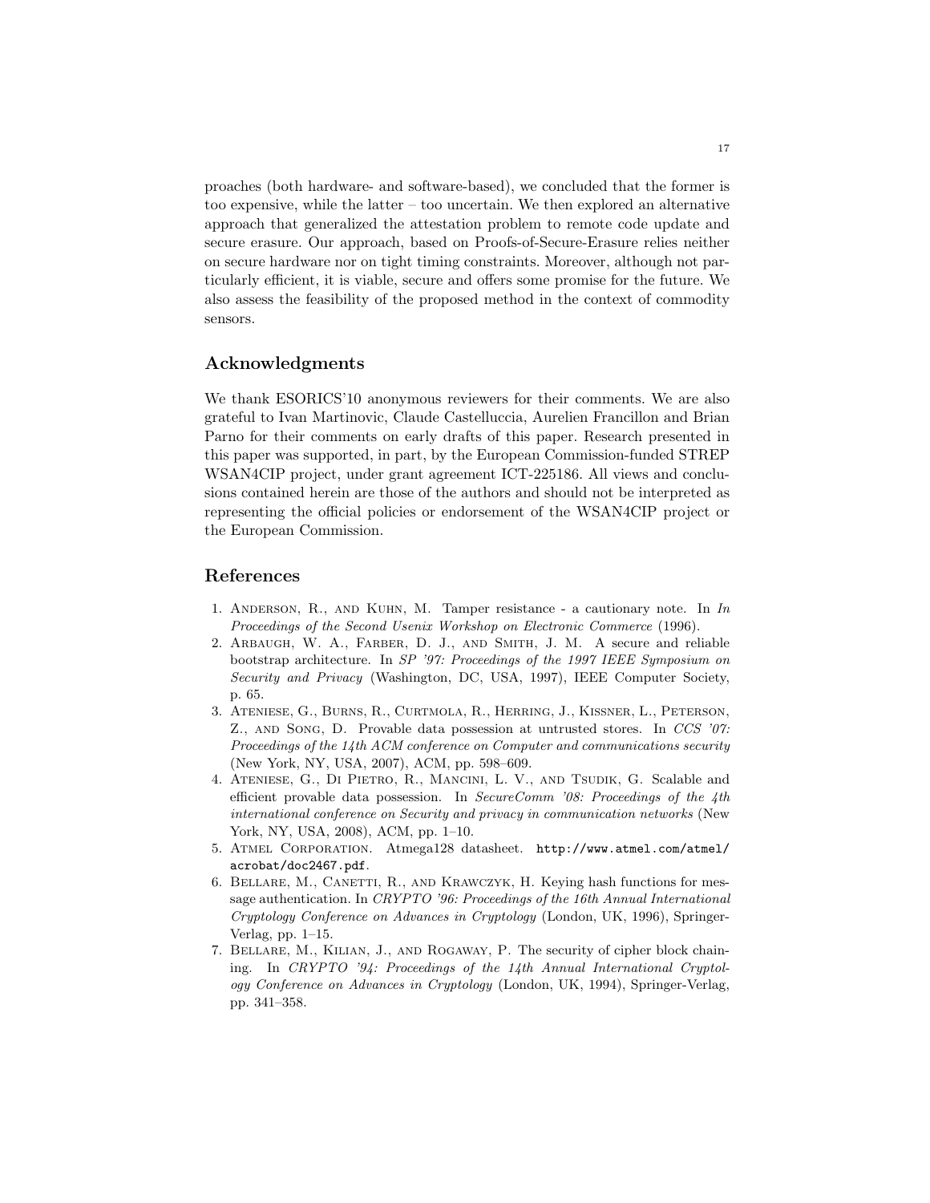proaches (both hardware- and software-based), we concluded that the former is too expensive, while the latter – too uncertain. We then explored an alternative approach that generalized the attestation problem to remote code update and secure erasure. Our approach, based on Proofs-of-Secure-Erasure relies neither on secure hardware nor on tight timing constraints. Moreover, although not particularly efficient, it is viable, secure and offers some promise for the future. We also assess the feasibility of the proposed method in the context of commodity sensors.

## Acknowledgments

We thank ESORICS'10 anonymous reviewers for their comments. We are also grateful to Ivan Martinovic, Claude Castelluccia, Aurelien Francillon and Brian Parno for their comments on early drafts of this paper. Research presented in this paper was supported, in part, by the European Commission-funded STREP WSAN4CIP project, under grant agreement ICT-225186. All views and conclusions contained herein are those of the authors and should not be interpreted as representing the official policies or endorsement of the WSAN4CIP project or the European Commission.

## References

1. Anderson, R., and Kuhn, M. Tamper resistance - a cautionary note. In *In Proceedings of the Second Usenix Workshop on Electronic Commerce* (1996).
2. Arbaugh, W. A., Farber, D. J., and Smith, J. M. A secure and reliable bootstrap architecture. In *SP '97: Proceedings of the 1997 IEEE Symposium on Security and Privacy* (Washington, DC, USA, 1997), IEEE Computer Society, p. 65.
3. Ateniese, G., Burns, R., Curtmola, R., Herring, J., Kissner, L., Peterson, Z., and Song, D. Provable data possession at untrusted stores. In *CCS '07: Proceedings of the 14th ACM conference on Computer and communications security* (New York, NY, USA, 2007), ACM, pp. 598–609.
4. Ateniese, G., Di Pietro, R., Mancini, L. V., and Tsudik, G. Scalable and efficient provable data possession. In *SecureComm '08: Proceedings of the 4th international conference on Security and privacy in communication networks* (New York, NY, USA, 2008), ACM, pp. 1–10.
5. Atmel Corporation. Atmega128 datasheet. `http://www.atmel.com/atmel/acrobat/doc2467.pdf`.
6. Bellare, M., Canetti, R., and Krawczyk, H. Keying hash functions for message authentication. In *CRYPTO '96: Proceedings of the 16th Annual International Cryptology Conference on Advances in Cryptology* (London, UK, 1996), Springer-Verlag, pp. 1–15.
7. Bellare, M., Kilian, J., and Rogaway, P. The security of cipher block chaining. In *CRYPTO '94: Proceedings of the 14th Annual International Cryptology Conference on Advances in Cryptology* (London, UK, 1994), Springer-Verlag, pp. 341–358.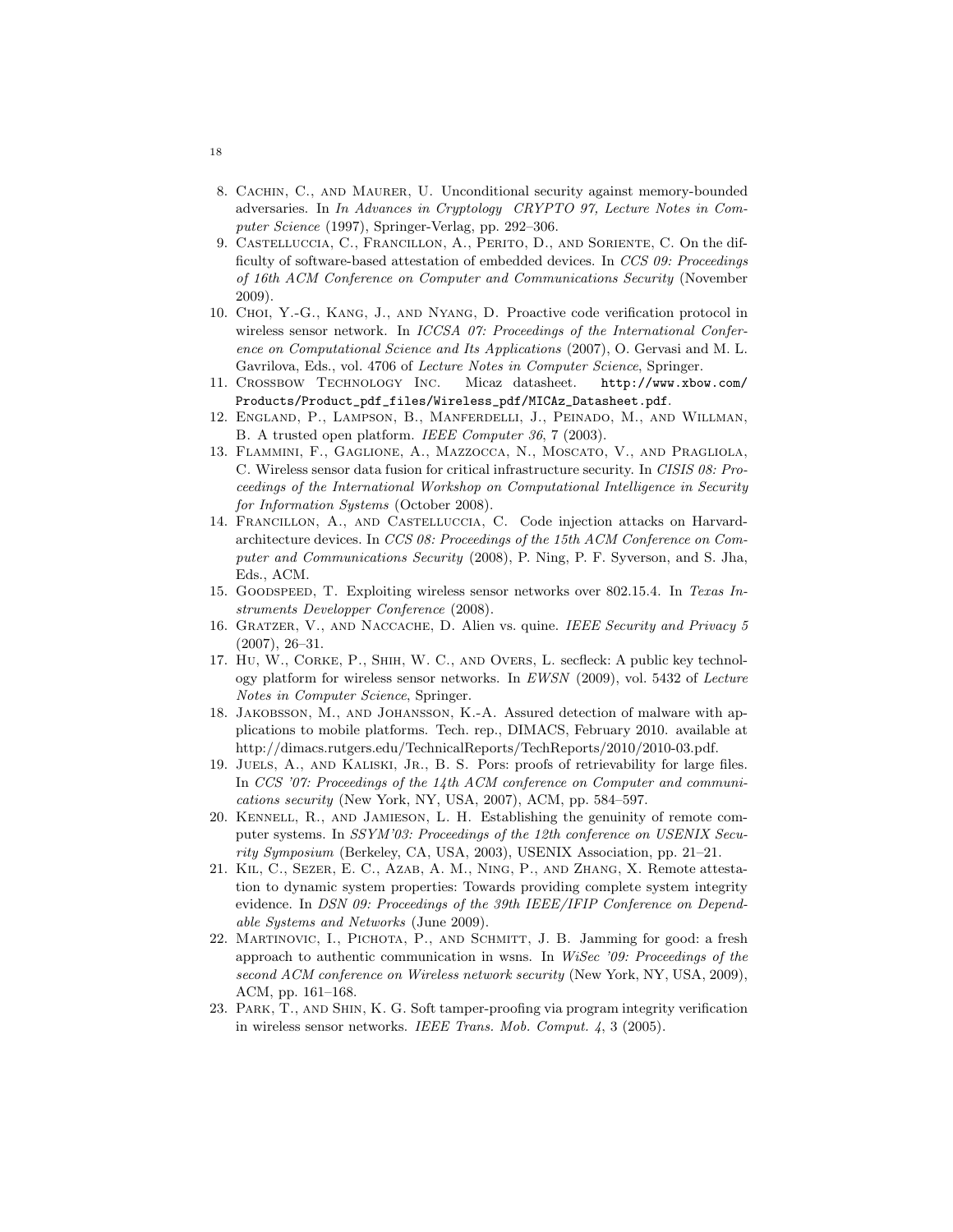8. Cachin, C., and Maurer, U. Unconditional security against memory-bounded adversaries. In *In Advances in Cryptology CRYPTO 97, Lecture Notes in Computer Science* (1997), Springer-Verlag, pp. 292–306.
9. Castelluccia, C., Francillon, A., Perito, D., and Soriente, C. On the difficulty of software-based attestation of embedded devices. In *CCS 09: Proceedings of 16th ACM Conference on Computer and Communications Security* (November 2009).
10. Choi, Y.-G., Kang, J., and Nyang, D. Proactive code verification protocol in wireless sensor network. In *ICCSA 07: Proceedings of the International Conference on Computational Science and Its Applications* (2007), O. Gervasi and M. L. Gavrilova, Eds., vol. 4706 of *Lecture Notes in Computer Science*, Springer.
11. Crossbow Technology Inc. Micaz datasheet. `http://www.xbow.com/Products/Product_pdf_files/Wireless_pdf/MICAz_Datasheet.pdf`.
12. England, P., Lampson, B., Manferdelli, J., Peinado, M., and Willman, B. A trusted open platform. *IEEE Computer 36*, 7 (2003).
13. Flammini, F., Gaglione, A., Mazzocca, N., Moscato, V., and Pragliola, C. Wireless sensor data fusion for critical infrastructure security. In *CISIS 08: Proceedings of the International Workshop on Computational Intelligence in Security for Information Systems* (October 2008).
14. Francillon, A., and Castelluccia, C. Code injection attacks on Harvard-architecture devices. In *CCS 08: Proceedings of the 15th ACM Conference on Computer and Communications Security* (2008), P. Ning, P. F. Syverson, and S. Jha, Eds., ACM.
15. Goodspeed, T. Exploiting wireless sensor networks over 802.15.4. In *Texas Instruments Developper Conference* (2008).
16. Gratzer, V., and Naccache, D. Alien vs. quine. *IEEE Security and Privacy 5* (2007), 26–31.
17. Hu, W., Corke, P., Shih, W. C., and Overs, L. secfleck: A public key technology platform for wireless sensor networks. In *EWSN* (2009), vol. 5432 of *Lecture Notes in Computer Science*, Springer.
18. Jakobsson, M., and Johansson, K.-A. Assured detection of malware with applications to mobile platforms. Tech. rep., DIMACS, February 2010. available at http://dimacs.rutgers.edu/TechnicalReports/TechReports/2010/2010-03.pdf.
19. Juels, A., and Kaliski, Jr., B. S. Pors: proofs of retrievability for large files. In *CCS '07: Proceedings of the 14th ACM conference on Computer and communications security* (New York, NY, USA, 2007), ACM, pp. 584–597.
20. Kennell, R., and Jamieson, L. H. Establishing the genuinity of remote computer systems. In *SSYM'03: Proceedings of the 12th conference on USENIX Security Symposium* (Berkeley, CA, USA, 2003), USENIX Association, pp. 21–21.
21. Kil, C., Sezer, E. C., Azab, A. M., Ning, P., and Zhang, X. Remote attestation to dynamic system properties: Towards providing complete system integrity evidence. In *DSN 09: Proceedings of the 39th IEEE/IFIP Conference on Dependable Systems and Networks* (June 2009).
22. Martinovic, I., Pichota, P., and Schmitt, J. B. Jamming for good: a fresh approach to authentic communication in wsns. In *WiSec '09: Proceedings of the second ACM conference on Wireless network security* (New York, NY, USA, 2009), ACM, pp. 161–168.
23. Park, T., and Shin, K. G. Soft tamper-proofing via program integrity verification in wireless sensor networks. *IEEE Trans. Mob. Comput. 4*, 3 (2005).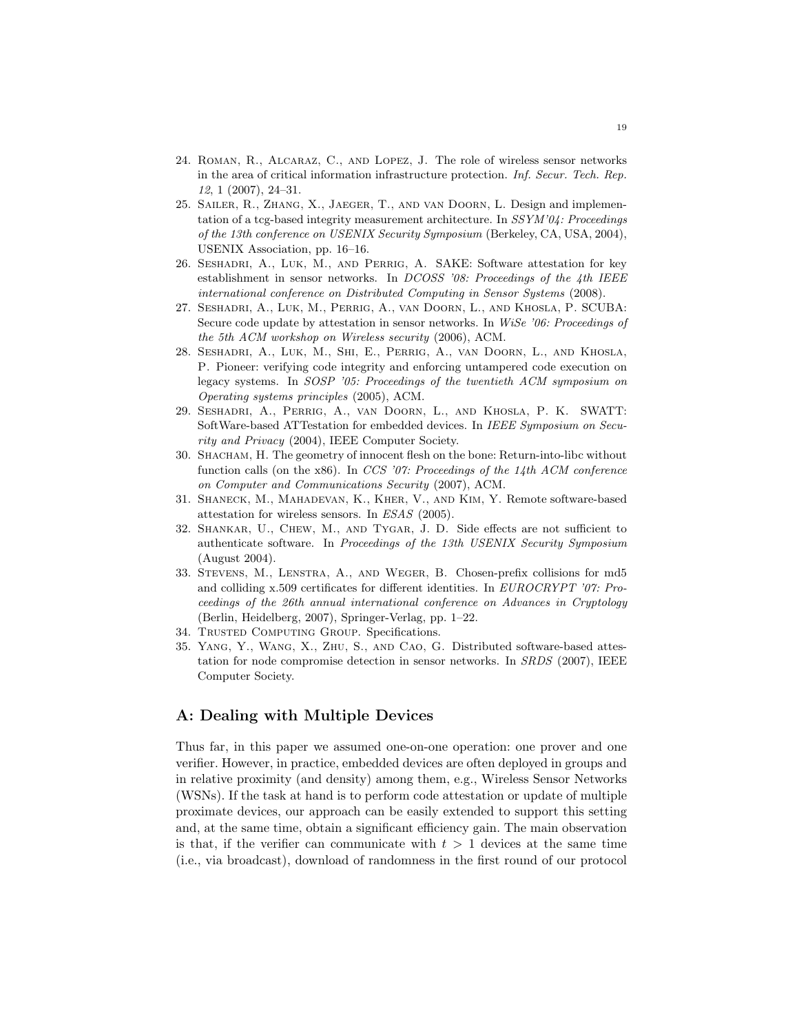24. Roman, R., Alcaraz, C., and Lopez, J. The role of wireless sensor networks in the area of critical information infrastructure protection. *Inf. Secur. Tech. Rep. 12*, 1 (2007), 24–31.
25. Sailer, R., Zhang, X., Jaeger, T., and van Doorn, L. Design and implementation of a tcg-based integrity measurement architecture. In *SSYM'04: Proceedings of the 13th conference on USENIX Security Symposium* (Berkeley, CA, USA, 2004), USENIX Association, pp. 16–16.
26. Seshadri, A., Luk, M., and Perrig, A. SAKE: Software attestation for key establishment in sensor networks. In *DCOSS '08: Proceedings of the 4th IEEE international conference on Distributed Computing in Sensor Systems* (2008).
27. Seshadri, A., Luk, M., Perrig, A., van Doorn, L., and Khosla, P. SCUBA: Secure code update by attestation in sensor networks. In *WiSe '06: Proceedings of the 5th ACM workshop on Wireless security* (2006), ACM.
28. Seshadri, A., Luk, M., Shi, E., Perrig, A., van Doorn, L., and Khosla, P. Pioneer: verifying code integrity and enforcing untampered code execution on legacy systems. In *SOSP '05: Proceedings of the twentieth ACM symposium on Operating systems principles* (2005), ACM.
29. Seshadri, A., Perrig, A., van Doorn, L., and Khosla, P. K. SWATT: SoftWare-based ATTestation for embedded devices. In *IEEE Symposium on Security and Privacy* (2004), IEEE Computer Society.
30. Shacham, H. The geometry of innocent flesh on the bone: Return-into-libc without function calls (on the x86). In *CCS '07: Proceedings of the 14th ACM conference on Computer and Communications Security* (2007), ACM.
31. Shaneck, M., Mahadevan, K., Kher, V., and Kim, Y. Remote software-based attestation for wireless sensors. In *ESAS* (2005).
32. Shankar, U., Chew, M., and Tygar, J. D. Side effects are not sufficient to authenticate software. In *Proceedings of the 13th USENIX Security Symposium* (August 2004).
33. Stevens, M., Lenstra, A., and Weger, B. Chosen-prefix collisions for md5 and colliding x.509 certificates for different identities. In *EUROCRYPT '07: Proceedings of the 26th annual international conference on Advances in Cryptology* (Berlin, Heidelberg, 2007), Springer-Verlag, pp. 1–22.
34. Trusted Computing Group. Specifications.
35. Yang, Y., Wang, X., Zhu, S., and Cao, G. Distributed software-based attestation for node compromise detection in sensor networks. In *SRDS* (2007), IEEE Computer Society.

## A: Dealing with Multiple Devices

Thus far, in this paper we assumed one-on-one operation: one prover and one verifier. However, in practice, embedded devices are often deployed in groups and in relative proximity (and density) among them, e.g., Wireless Sensor Networks (WSNs). If the task at hand is to perform code attestation or update of multiple proximate devices, our approach can be easily extended to support this setting and, at the same time, obtain a significant efficiency gain. The main observation is that, if the verifier can communicate with $t > 1$ devices at the same time (i.e., via broadcast), download of randomness in the first round of our protocol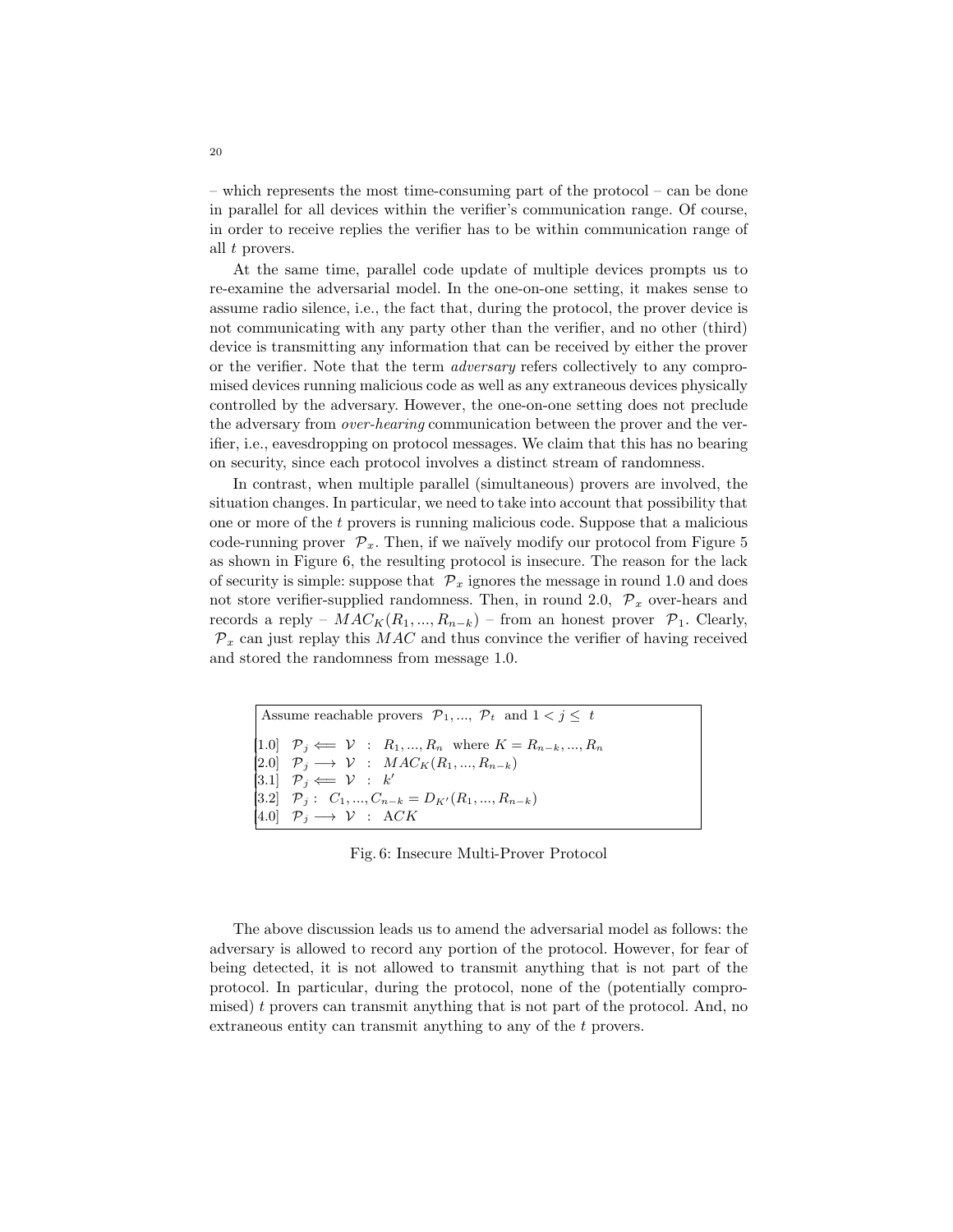– which represents the most time-consuming part of the protocol – can be done in parallel for all devices within the verifier's communication range. Of course, in order to receive replies the verifier has to be within communication range of all $t$ provers.

At the same time, parallel code update of multiple devices prompts us to re-examine the adversarial model. In the one-on-one setting, it makes sense to assume radio silence, i.e., the fact that, during the protocol, the prover device is not communicating with any party other than the verifier, and no other (third) device is transmitting any information that can be received by either the prover or the verifier. Note that the term *adversary* refers collectively to any compromised devices running malicious code as well as any extraneous devices physically controlled by the adversary. However, the one-on-one setting does not preclude the adversary from *over-hearing* communication between the prover and the verifier, i.e., eavesdropping on protocol messages. We claim that this has no bearing on security, since each protocol involves a distinct stream of randomness.

In contrast, when multiple parallel (simultaneous) provers are involved, the situation changes. In particular, we need to take into account that possibility that one or more of the $t$ provers is running malicious code. Suppose that a malicious code-running prover $\mathcal{P}_x$. Then, if we naïvely modify our protocol from Figure 5 as shown in Figure 6, the resulting protocol is insecure. The reason for the lack of security is simple: suppose that $\mathcal{P}_x$ ignores the message in round 1.0 and does not store verifier-supplied randomness. Then, in round 2.0, $\mathcal{P}_x$ over-hears and records a reply – $MAC_K(R_1, ..., R_{n-k})$ – from an honest prover $\mathcal{P}_1$. Clearly, $\mathcal{P}_x$ can just replay this $MAC$ and thus convince the verifier of having received and stored the randomness from message 1.0.

Assume reachable provers $\mathcal{P}_1, ..., \mathcal{P}_t$ and $1 < j \leq t$

[1.0] $\mathcal{P}_j \Longleftarrow \mathcal{V}$ : $R_1, ..., R_n$ where $K = R_{n-k}, ..., R_n$
[2.0] $\mathcal{P}_j \longrightarrow \mathcal{V}$ : $MAC_K(R_1, ..., R_{n-k})$
[3.1] $\mathcal{P}_j \Longleftarrow \mathcal{V}$ : $k'$
[3.2] $\mathcal{P}_j$ : $C_1, ..., C_{n-k} = D_{K'}(R_1, ..., R_{n-k})$
[4.0] $\mathcal{P}_j \longrightarrow \mathcal{V}$ : $ACK$

Fig. 6: Insecure Multi-Prover Protocol

The above discussion leads us to amend the adversarial model as follows: the adversary is allowed to record any portion of the protocol. However, for fear of being detected, it is not allowed to transmit anything that is not part of the protocol. In particular, during the protocol, none of the (potentially compromised) $t$ provers can transmit anything that is not part of the protocol. And, no extraneous entity can transmit anything to any of the $t$ provers.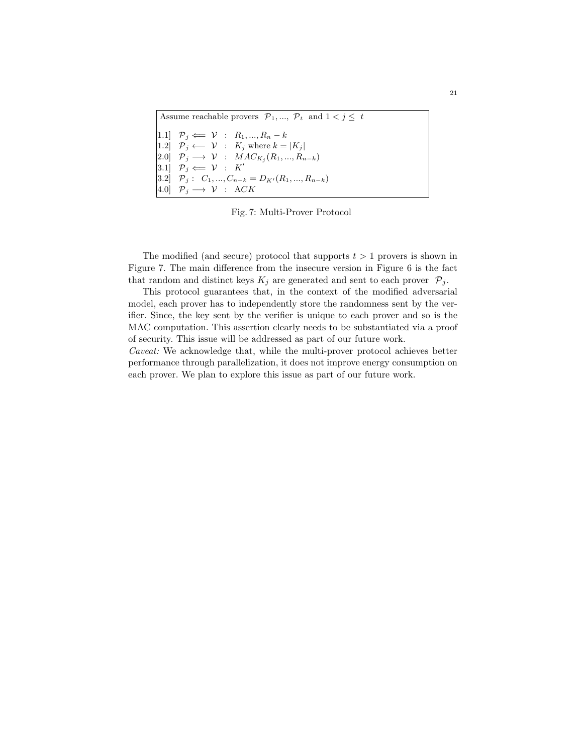Assume reachable provers $\mathcal{P}_1, ..., \mathcal{P}_t$ and $1 < j \leq t$

[1.1] $\mathcal{P}_j \Longleftarrow \mathcal{V}$ : $R_1, ..., R_n - k$
[1.2] $\mathcal{P}_j \longleftarrow \mathcal{V}$ : $K_j$ where $k = |K_j|$
[2.0] $\mathcal{P}_j \longrightarrow \mathcal{V}$ : $MAC_{K_j}(R_1, ..., R_{n-k})$
[3.1] $\mathcal{P}_j \Longleftarrow \mathcal{V}$ : $K'$
[3.2] $\mathcal{P}_j$ : $C_1, ..., C_{n-k} = D_{K'}(R_1, ..., R_{n-k})$
[4.0] $\mathcal{P}_j \longrightarrow \mathcal{V}$ : $ACK$

Fig. 7: Multi-Prover Protocol

The modified (and secure) protocol that supports $t > 1$ provers is shown in Figure 7. The main difference from the insecure version in Figure 6 is the fact that random and distinct keys $K_j$ are generated and sent to each prover $\mathcal{P}_j$.

This protocol guarantees that, in the context of the modified adversarial model, each prover has to independently store the randomness sent by the verifier. Since, the key sent by the verifier is unique to each prover and so is the MAC computation. This assertion clearly needs to be substantiated via a proof of security. This issue will be addressed as part of our future work.

*Caveat:* We acknowledge that, while the multi-prover protocol achieves better performance through parallelization, it does not improve energy consumption on each prover. We plan to explore this issue as part of our future work.